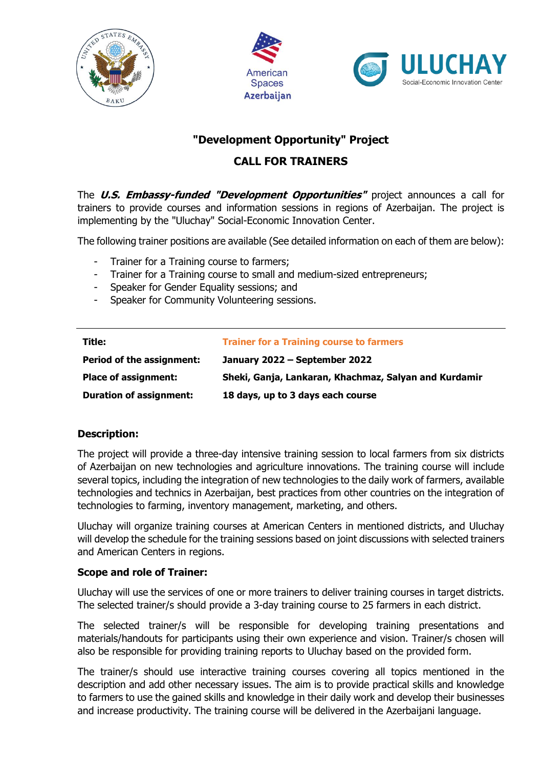# "Development Opportunity" Project

## CALL FOR TRAINERS

The ***U.S. Embassy-funded "Development Opportunities"*** project announces a call for trainers to provide courses and information sessions in regions of Azerbaijan. The project is implementing by the "Uluchay" Social-Economic Innovation Center.

The following trainer positions are available (See detailed information on each of them are below):

- Trainer for a Training course to farmers;
- Trainer for a Training course to small and medium-sized entrepreneurs;
- Speaker for Gender Equality sessions; and
- Speaker for Community Volunteering sessions.

---

| | |
|---|---|
| **Title:** | **Trainer for a Training course to farmers** |
| **Period of the assignment:** | **January 2022 – September 2022** |
| **Place of assignment:** | **Sheki, Ganja, Lankaran, Khachmaz, Salyan and Kurdamir** |
| **Duration of assignment:** | **18 days, up to 3 days each course** |

### Description:

The project will provide a three-day intensive training session to local farmers from six districts of Azerbaijan on new technologies and agriculture innovations. The training course will include several topics, including the integration of new technologies to the daily work of farmers, available technologies and technics in Azerbaijan, best practices from other countries on the integration of technologies to farming, inventory management, marketing, and others.

Uluchay will organize training courses at American Centers in mentioned districts, and Uluchay will develop the schedule for the training sessions based on joint discussions with selected trainers and American Centers in regions.

### Scope and role of Trainer:

Uluchay will use the services of one or more trainers to deliver training courses in target districts. The selected trainer/s should provide a 3-day training course to 25 farmers in each district.

The selected trainer/s will be responsible for developing training presentations and materials/handouts for participants using their own experience and vision. Trainer/s chosen will also be responsible for providing training reports to Uluchay based on the provided form.

The trainer/s should use interactive training courses covering all topics mentioned in the description and add other necessary issues. The aim is to provide practical skills and knowledge to farmers to use the gained skills and knowledge in their daily work and develop their businesses and increase productivity. The training course will be delivered in the Azerbaijani language.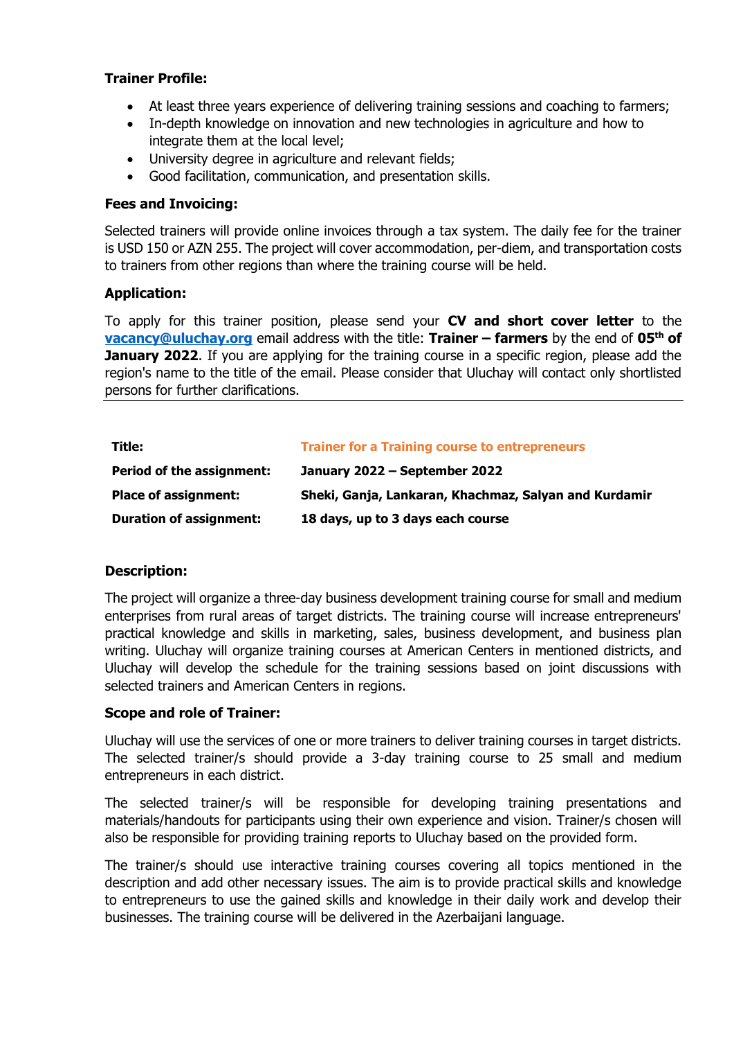### Trainer Profile:

- At least three years experience of delivering training sessions and coaching to farmers;
- In-depth knowledge on innovation and new technologies in agriculture and how to integrate them at the local level;
- University degree in agriculture and relevant fields;
- Good facilitation, communication, and presentation skills.

### Fees and Invoicing:

Selected trainers will provide online invoices through a tax system. The daily fee for the trainer is USD 150 or AZN 255. The project will cover accommodation, per-diem, and transportation costs to trainers from other regions than where the training course will be held.

### Application:

To apply for this trainer position, please send your **CV and short cover letter** to the **vacancy@uluchay.org** email address with the title: **Trainer – farmers** by the end of **05th of January 2022**. If you are applying for the training course in a specific region, please add the region's name to the title of the email. Please consider that Uluchay will contact only shortlisted persons for further clarifications.

---

| | |
|---|---|
| **Title:** | **Trainer for a Training course to entrepreneurs** |
| **Period of the assignment:** | **January 2022 – September 2022** |
| **Place of assignment:** | **Sheki, Ganja, Lankaran, Khachmaz, Salyan and Kurdamir** |
| **Duration of assignment:** | **18 days, up to 3 days each course** |

### Description:

The project will organize a three-day business development training course for small and medium enterprises from rural areas of target districts. The training course will increase entrepreneurs' practical knowledge and skills in marketing, sales, business development, and business plan writing. Uluchay will organize training courses at American Centers in mentioned districts, and Uluchay will develop the schedule for the training sessions based on joint discussions with selected trainers and American Centers in regions.

### Scope and role of Trainer:

Uluchay will use the services of one or more trainers to deliver training courses in target districts. The selected trainer/s should provide a 3-day training course to 25 small and medium entrepreneurs in each district.

The selected trainer/s will be responsible for developing training presentations and materials/handouts for participants using their own experience and vision. Trainer/s chosen will also be responsible for providing training reports to Uluchay based on the provided form.

The trainer/s should use interactive training courses covering all topics mentioned in the description and add other necessary issues. The aim is to provide practical skills and knowledge to entrepreneurs to use the gained skills and knowledge in their daily work and develop their businesses. The training course will be delivered in the Azerbaijani language.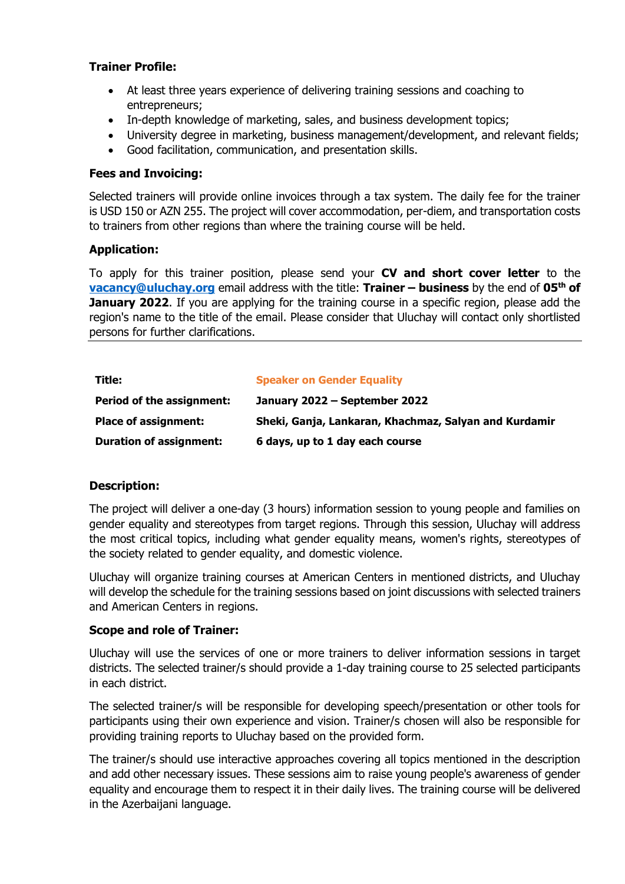**Trainer Profile:**

- At least three years experience of delivering training sessions and coaching to entrepreneurs;
- In-depth knowledge of marketing, sales, and business development topics;
- University degree in marketing, business management/development, and relevant fields;
- Good facilitation, communication, and presentation skills.

**Fees and Invoicing:**

Selected trainers will provide online invoices through a tax system. The daily fee for the trainer is USD 150 or AZN 255. The project will cover accommodation, per-diem, and transportation costs to trainers from other regions than where the training course will be held.

**Application:**

To apply for this trainer position, please send your **CV and short cover letter** to the **vacancy@uluchay.org** email address with the title: **Trainer – business** by the end of **05th of January 2022**. If you are applying for the training course in a specific region, please add the region's name to the title of the email. Please consider that Uluchay will contact only shortlisted persons for further clarifications.

---

| | |
|---|---|
| **Title:** | **Speaker on Gender Equality** |
| **Period of the assignment:** | **January 2022 – September 2022** |
| **Place of assignment:** | **Sheki, Ganja, Lankaran, Khachmaz, Salyan and Kurdamir** |
| **Duration of assignment:** | **6 days, up to 1 day each course** |

**Description:**

The project will deliver a one-day (3 hours) information session to young people and families on gender equality and stereotypes from target regions. Through this session, Uluchay will address the most critical topics, including what gender equality means, women's rights, stereotypes of the society related to gender equality, and domestic violence.

Uluchay will organize training courses at American Centers in mentioned districts, and Uluchay will develop the schedule for the training sessions based on joint discussions with selected trainers and American Centers in regions.

**Scope and role of Trainer:**

Uluchay will use the services of one or more trainers to deliver information sessions in target districts. The selected trainer/s should provide a 1-day training course to 25 selected participants in each district.

The selected trainer/s will be responsible for developing speech/presentation or other tools for participants using their own experience and vision. Trainer/s chosen will also be responsible for providing training reports to Uluchay based on the provided form.

The trainer/s should use interactive approaches covering all topics mentioned in the description and add other necessary issues. These sessions aim to raise young people's awareness of gender equality and encourage them to respect it in their daily lives. The training course will be delivered in the Azerbaijani language.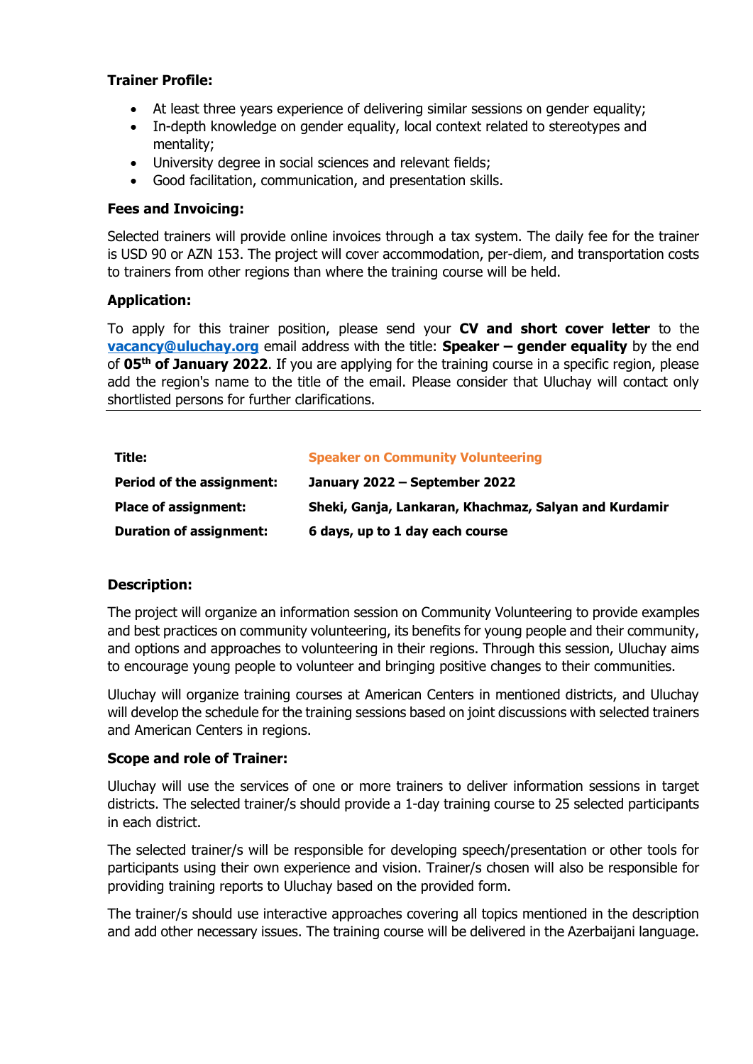**Trainer Profile:**

- At least three years experience of delivering similar sessions on gender equality;
- In-depth knowledge on gender equality, local context related to stereotypes and mentality;
- University degree in social sciences and relevant fields;
- Good facilitation, communication, and presentation skills.

**Fees and Invoicing:**

Selected trainers will provide online invoices through a tax system. The daily fee for the trainer is USD 90 or AZN 153. The project will cover accommodation, per-diem, and transportation costs to trainers from other regions than where the training course will be held.

**Application:**

To apply for this trainer position, please send your **CV and short cover letter** to the **vacancy@uluchay.org** email address with the title: **Speaker – gender equality** by the end of **05th of January 2022**. If you are applying for the training course in a specific region, please add the region's name to the title of the email. Please consider that Uluchay will contact only shortlisted persons for further clarifications.

---

| | |
|---|---|
| **Title:** | **Speaker on Community Volunteering** |
| **Period of the assignment:** | **January 2022 – September 2022** |
| **Place of assignment:** | **Sheki, Ganja, Lankaran, Khachmaz, Salyan and Kurdamir** |
| **Duration of assignment:** | **6 days, up to 1 day each course** |

**Description:**

The project will organize an information session on Community Volunteering to provide examples and best practices on community volunteering, its benefits for young people and their community, and options and approaches to volunteering in their regions. Through this session, Uluchay aims to encourage young people to volunteer and bringing positive changes to their communities.

Uluchay will organize training courses at American Centers in mentioned districts, and Uluchay will develop the schedule for the training sessions based on joint discussions with selected trainers and American Centers in regions.

**Scope and role of Trainer:**

Uluchay will use the services of one or more trainers to deliver information sessions in target districts. The selected trainer/s should provide a 1-day training course to 25 selected participants in each district.

The selected trainer/s will be responsible for developing speech/presentation or other tools for participants using their own experience and vision. Trainer/s chosen will also be responsible for providing training reports to Uluchay based on the provided form.

The trainer/s should use interactive approaches covering all topics mentioned in the description and add other necessary issues. The training course will be delivered in the Azerbaijani language.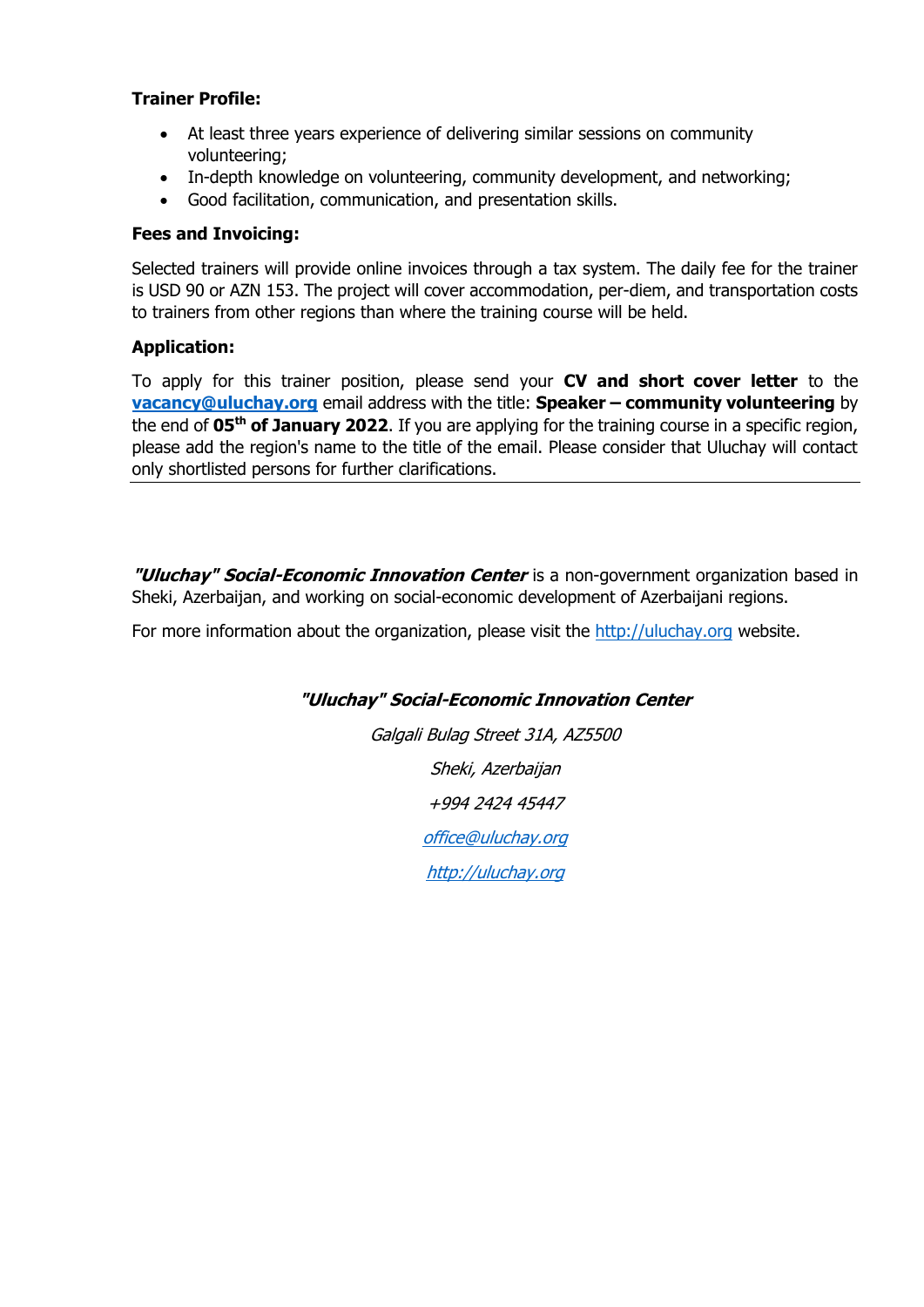**Trainer Profile:**

- At least three years experience of delivering similar sessions on community volunteering;
- In-depth knowledge on volunteering, community development, and networking;
- Good facilitation, communication, and presentation skills.

**Fees and Invoicing:**

Selected trainers will provide online invoices through a tax system. The daily fee for the trainer is USD 90 or AZN 153. The project will cover accommodation, per-diem, and transportation costs to trainers from other regions than where the training course will be held.

**Application:**

To apply for this trainer position, please send your **CV and short cover letter** to the **vacancy@uluchay.org** email address with the title: **Speaker – community volunteering** by the end of **05th of January 2022**. If you are applying for the training course in a specific region, please add the region's name to the title of the email. Please consider that Uluchay will contact only shortlisted persons for further clarifications.

---

***"Uluchay" Social-Economic Innovation Center*** is a non-government organization based in Sheki, Azerbaijan, and working on social-economic development of Azerbaijani regions.

For more information about the organization, please visit the http://uluchay.org website.

***"Uluchay" Social-Economic Innovation Center***

*Galgali Bulag Street 31A, AZ5500*

*Sheki, Azerbaijan*

*+994 2424 45447*

*office@uluchay.org*

*http://uluchay.org*